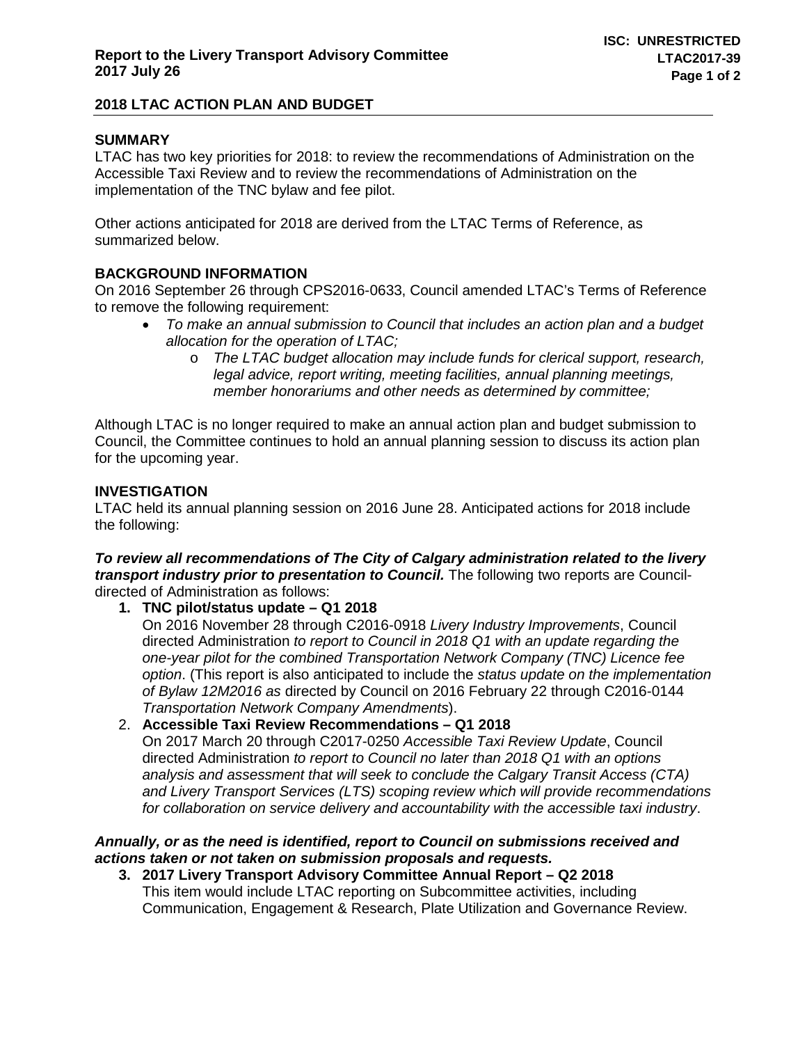**Report to the Livery Transport Advisory Committee**
**2017 July 26**

**ISC: UNRESTRICTED**
**LTAC2017-39**

## 2018 LTAC ACTION PLAN AND BUDGET

### SUMMARY

LTAC has two key priorities for 2018: to review the recommendations of Administration on the Accessible Taxi Review and to review the recommendations of Administration on the implementation of the TNC bylaw and fee pilot.

Other actions anticipated for 2018 are derived from the LTAC Terms of Reference, as summarized below.

### BACKGROUND INFORMATION

On 2016 September 26 through CPS2016-0633, Council amended LTAC's Terms of Reference to remove the following requirement:

- *To make an annual submission to Council that includes an action plan and a budget allocation for the operation of LTAC;*
  - *The LTAC budget allocation may include funds for clerical support, research, legal advice, report writing, meeting facilities, annual planning meetings, member honorariums and other needs as determined by committee;*

Although LTAC is no longer required to make an annual action plan and budget submission to Council, the Committee continues to hold an annual planning session to discuss its action plan for the upcoming year.

### INVESTIGATION

LTAC held its annual planning session on 2016 June 28. Anticipated actions for 2018 include the following:

***To review all recommendations of The City of Calgary administration related to the livery transport industry prior to presentation to Council.*** The following two reports are Council-directed of Administration as follows:

1. **TNC pilot/status update – Q1 2018**
   On 2016 November 28 through C2016-0918 *Livery Industry Improvements*, Council directed Administration *to report to Council in 2018 Q1 with an update regarding the one-year pilot for the combined Transportation Network Company (TNC) Licence fee option*. (This report is also anticipated to include the *status update on the implementation of Bylaw 12M2016 as* directed by Council on 2016 February 22 through C2016-0144 *Transportation Network Company Amendments*).
2. **Accessible Taxi Review Recommendations – Q1 2018**
   On 2017 March 20 through C2017-0250 *Accessible Taxi Review Update*, Council directed Administration *to report to Council no later than 2018 Q1 with an options analysis and assessment that will seek to conclude the Calgary Transit Access (CTA) and Livery Transport Services (LTS) scoping review which will provide recommendations for collaboration on service delivery and accountability with the accessible taxi industry*.

***Annually, or as the need is identified, report to Council on submissions received and actions taken or not taken on submission proposals and requests.***

3. **2017 Livery Transport Advisory Committee Annual Report – Q2 2018**
   This item would include LTAC reporting on Subcommittee activities, including Communication, Engagement & Research, Plate Utilization and Governance Review.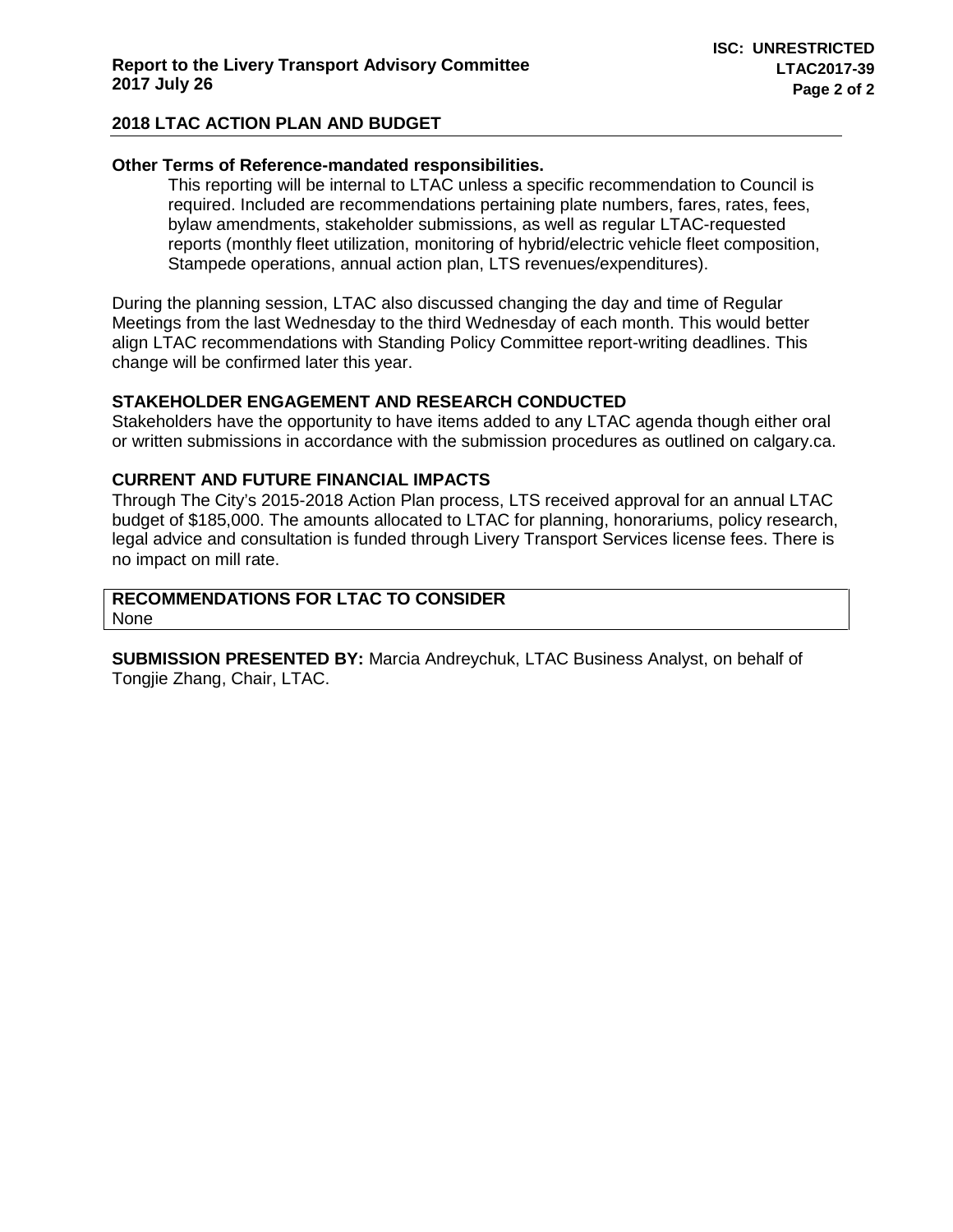## 2018 LTAC ACTION PLAN AND BUDGET

**Other Terms of Reference-mandated responsibilities.**

This reporting will be internal to LTAC unless a specific recommendation to Council is required. Included are recommendations pertaining plate numbers, fares, rates, fees, bylaw amendments, stakeholder submissions, as well as regular LTAC-requested reports (monthly fleet utilization, monitoring of hybrid/electric vehicle fleet composition, Stampede operations, annual action plan, LTS revenues/expenditures).

During the planning session, LTAC also discussed changing the day and time of Regular Meetings from the last Wednesday to the third Wednesday of each month. This would better align LTAC recommendations with Standing Policy Committee report-writing deadlines. This change will be confirmed later this year.

### STAKEHOLDER ENGAGEMENT AND RESEARCH CONDUCTED

Stakeholders have the opportunity to have items added to any LTAC agenda though either oral or written submissions in accordance with the submission procedures as outlined on calgary.ca.

### CURRENT AND FUTURE FINANCIAL IMPACTS

Through The City's 2015-2018 Action Plan process, LTS received approval for an annual LTAC budget of $185,000. The amounts allocated to LTAC for planning, honorariums, policy research, legal advice and consultation is funded through Livery Transport Services license fees. There is no impact on mill rate.

### RECOMMENDATIONS FOR LTAC TO CONSIDER

None

**SUBMISSION PRESENTED BY:** Marcia Andreychuk, LTAC Business Analyst, on behalf of Tongjie Zhang, Chair, LTAC.